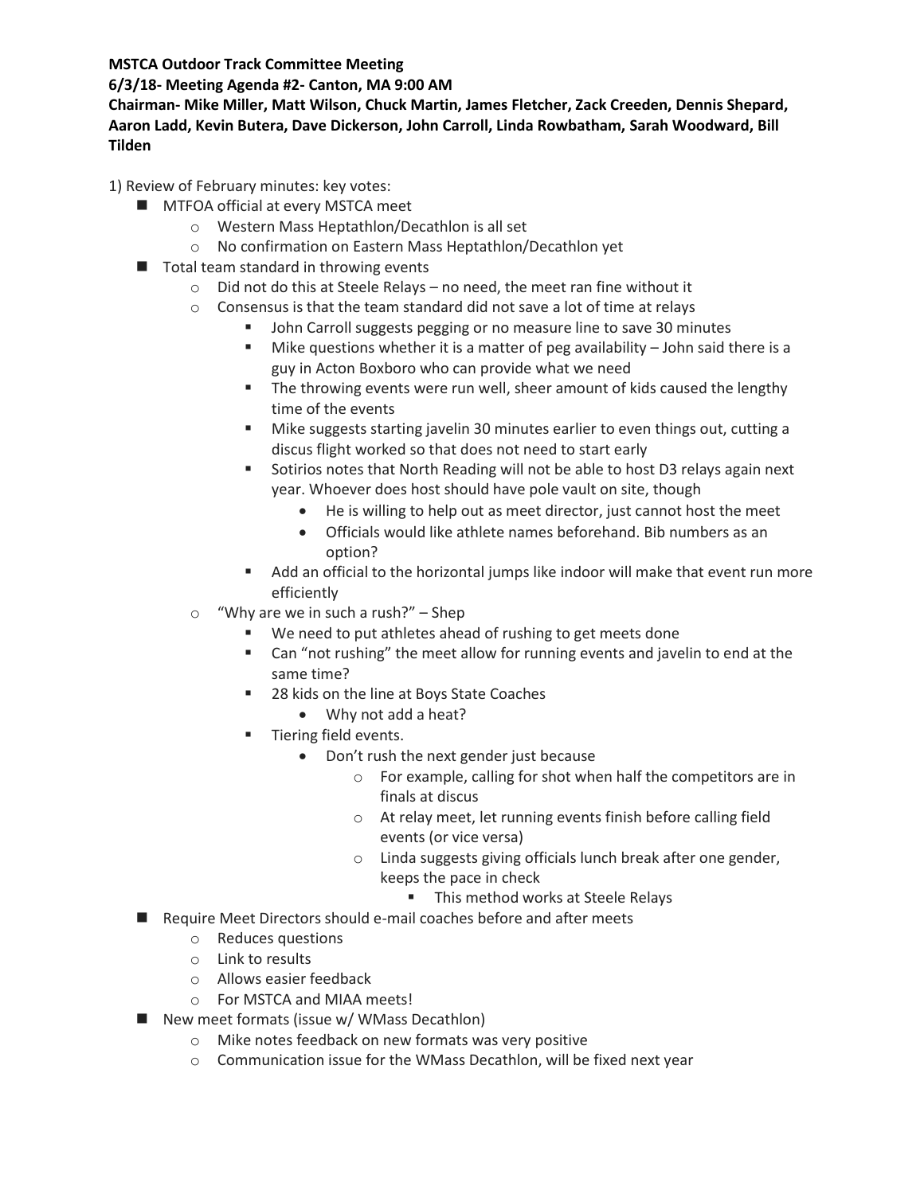**MSTCA Outdoor Track Committee Meeting**

**6/3/18- Meeting Agenda #2- Canton, MA 9:00 AM**

**Chairman- Mike Miller, Matt Wilson, Chuck Martin, James Fletcher, Zack Creeden, Dennis Shepard, Aaron Ladd, Kevin Butera, Dave Dickerson, John Carroll, Linda Rowbatham, Sarah Woodward, Bill Tilden**

1) Review of February minutes: key votes:

- MTFOA official at every MSTCA meet
  - Western Mass Heptathlon/Decathlon is all set
  - No confirmation on Eastern Mass Heptathlon/Decathlon yet
- Total team standard in throwing events
  - Did not do this at Steele Relays – no need, the meet ran fine without it
  - Consensus is that the team standard did not save a lot of time at relays
    - John Carroll suggests pegging or no measure line to save 30 minutes
    - Mike questions whether it is a matter of peg availability – John said there is a guy in Acton Boxboro who can provide what we need
    - The throwing events were run well, sheer amount of kids caused the lengthy time of the events
    - Mike suggests starting javelin 30 minutes earlier to even things out, cutting a discus flight worked so that does not need to start early
    - Sotirios notes that North Reading will not be able to host D3 relays again next year. Whoever does host should have pole vault on site, though
      - He is willing to help out as meet director, just cannot host the meet
      - Officials would like athlete names beforehand. Bib numbers as an option?
    - Add an official to the horizontal jumps like indoor will make that event run more efficiently
  - "Why are we in such a rush?" – Shep
    - We need to put athletes ahead of rushing to get meets done
    - Can "not rushing" the meet allow for running events and javelin to end at the same time?
    - 28 kids on the line at Boys State Coaches
      - Why not add a heat?
    - Tiering field events.
      - Don't rush the next gender just because
        - For example, calling for shot when half the competitors are in finals at discus
        - At relay meet, let running events finish before calling field events (or vice versa)
        - Linda suggests giving officials lunch break after one gender, keeps the pace in check
          - This method works at Steele Relays
- Require Meet Directors should e-mail coaches before and after meets
  - Reduces questions
  - Link to results
  - Allows easier feedback
  - For MSTCA and MIAA meets!
- New meet formats (issue w/ WMass Decathlon)
  - Mike notes feedback on new formats was very positive
  - Communication issue for the WMass Decathlon, will be fixed next year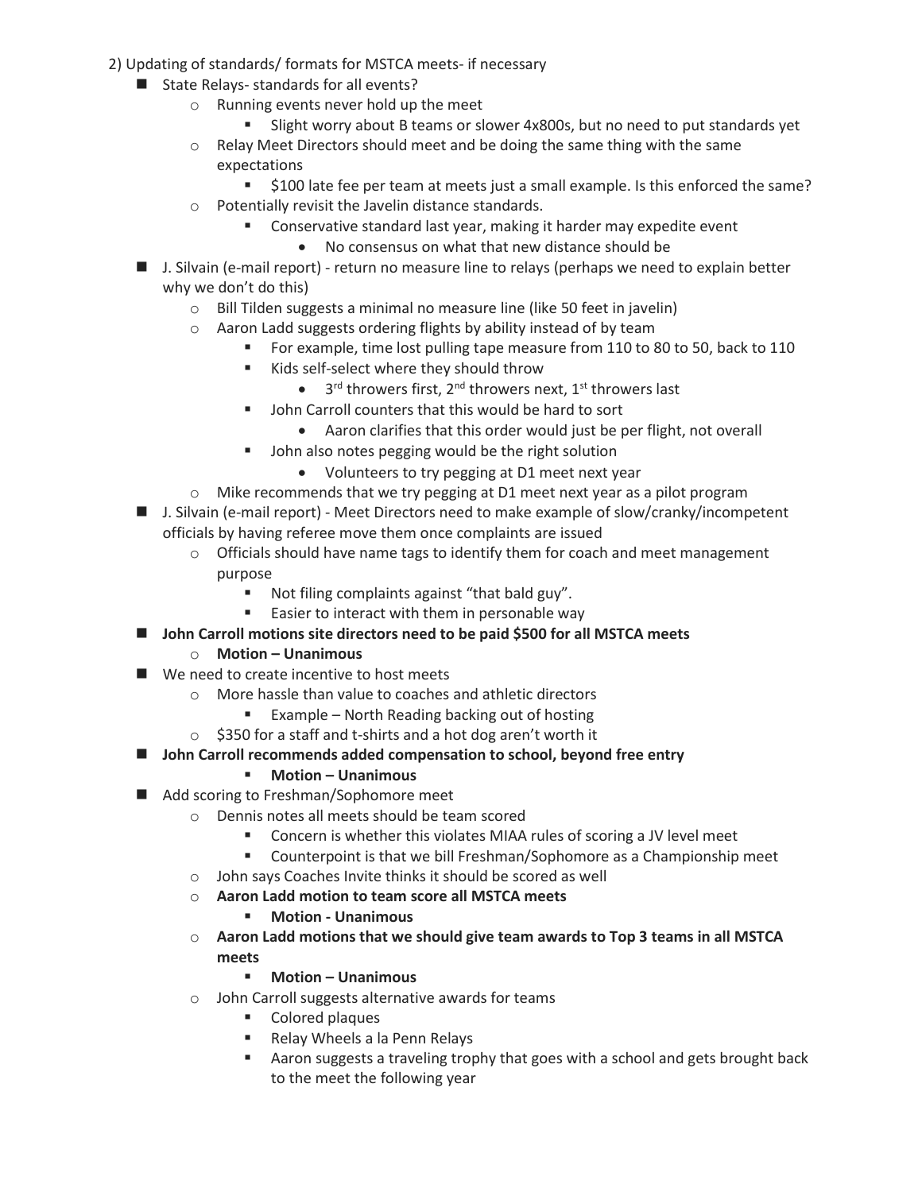2) Updating of standards/ formats for MSTCA meets- if necessary

- State Relays- standards for all events?
    - Running events never hold up the meet
        - Slight worry about B teams or slower 4x800s, but no need to put standards yet
    - Relay Meet Directors should meet and be doing the same thing with the same expectations
        - $100 late fee per team at meets just a small example. Is this enforced the same?
    - Potentially revisit the Javelin distance standards.
        - Conservative standard last year, making it harder may expedite event
            - No consensus on what that new distance should be
- J. Silvain (e-mail report) - return no measure line to relays (perhaps we need to explain better why we don't do this)
    - Bill Tilden suggests a minimal no measure line (like 50 feet in javelin)
    - Aaron Ladd suggests ordering flights by ability instead of by team
        - For example, time lost pulling tape measure from 110 to 80 to 50, back to 110
        - Kids self-select where they should throw
            - 3rd throwers first, 2nd throwers next, 1st throwers last
        - John Carroll counters that this would be hard to sort
            - Aaron clarifies that this order would just be per flight, not overall
        - John also notes pegging would be the right solution
            - Volunteers to try pegging at D1 meet next year
    - Mike recommends that we try pegging at D1 meet next year as a pilot program
- J. Silvain (e-mail report) - Meet Directors need to make example of slow/cranky/incompetent officials by having referee move them once complaints are issued
    - Officials should have name tags to identify them for coach and meet management purpose
        - Not filing complaints against "that bald guy".
        - Easier to interact with them in personable way
- **John Carroll motions site directors need to be paid $500 for all MSTCA meets**
    - **Motion – Unanimous**
- We need to create incentive to host meets
    - More hassle than value to coaches and athletic directors
        - Example – North Reading backing out of hosting
    - $350 for a staff and t-shirts and a hot dog aren't worth it
- **John Carroll recommends added compensation to school, beyond free entry**
    - **Motion – Unanimous**
- Add scoring to Freshman/Sophomore meet
    - Dennis notes all meets should be team scored
        - Concern is whether this violates MIAA rules of scoring a JV level meet
        - Counterpoint is that we bill Freshman/Sophomore as a Championship meet
    - John says Coaches Invite thinks it should be scored as well
    - **Aaron Ladd motion to team score all MSTCA meets**
        - **Motion - Unanimous**
    - **Aaron Ladd motions that we should give team awards to Top 3 teams in all MSTCA meets**
        - **Motion – Unanimous**
    - John Carroll suggests alternative awards for teams
        - Colored plaques
        - Relay Wheels a la Penn Relays
        - Aaron suggests a traveling trophy that goes with a school and gets brought back to the meet the following year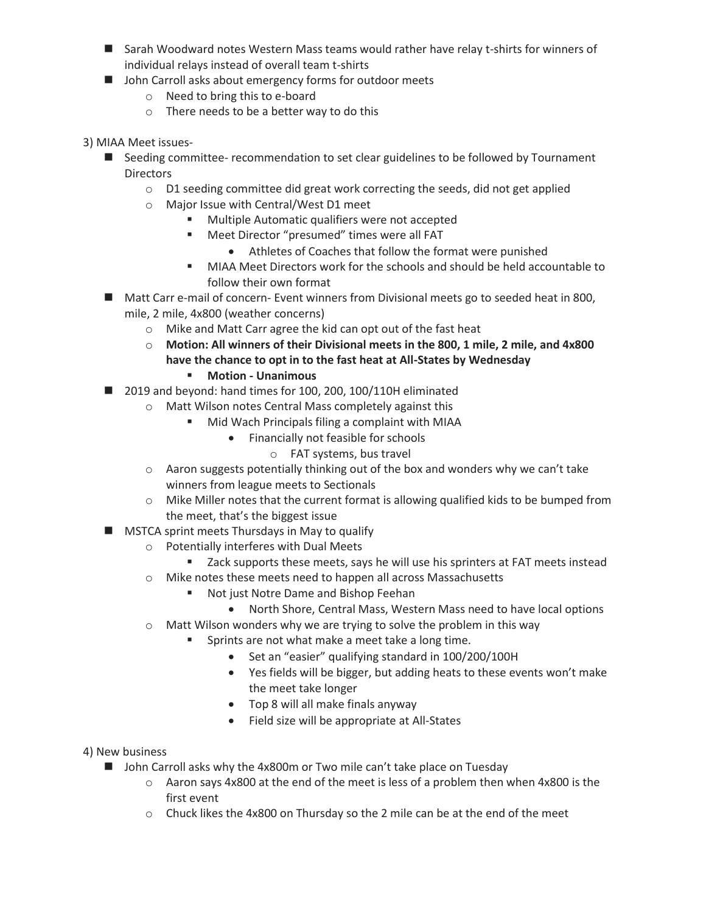- Sarah Woodward notes Western Mass teams would rather have relay t-shirts for winners of individual relays instead of overall team t-shirts
- John Carroll asks about emergency forms for outdoor meets
  - Need to bring this to e-board
  - There needs to be a better way to do this

3) MIAA Meet issues-

- Seeding committee- recommendation to set clear guidelines to be followed by Tournament Directors
  - D1 seeding committee did great work correcting the seeds, did not get applied
  - Major Issue with Central/West D1 meet
    - Multiple Automatic qualifiers were not accepted
    - Meet Director "presumed" times were all FAT
      - Athletes of Coaches that follow the format were punished
    - MIAA Meet Directors work for the schools and should be held accountable to follow their own format
- Matt Carr e-mail of concern- Event winners from Divisional meets go to seeded heat in 800, mile, 2 mile, 4x800 (weather concerns)
  - Mike and Matt Carr agree the kid can opt out of the fast heat
  - **Motion: All winners of their Divisional meets in the 800, 1 mile, 2 mile, and 4x800 have the chance to opt in to the fast heat at All-States by Wednesday**
    - **Motion - Unanimous**
- 2019 and beyond: hand times for 100, 200, 100/110H eliminated
  - Matt Wilson notes Central Mass completely against this
    - Mid Wach Principals filing a complaint with MIAA
      - Financially not feasible for schools
        - FAT systems, bus travel
  - Aaron suggests potentially thinking out of the box and wonders why we can't take winners from league meets to Sectionals
  - Mike Miller notes that the current format is allowing qualified kids to be bumped from the meet, that's the biggest issue
- MSTCA sprint meets Thursdays in May to qualify
  - Potentially interferes with Dual Meets
    - Zack supports these meets, says he will use his sprinters at FAT meets instead
  - Mike notes these meets need to happen all across Massachusetts
    - Not just Notre Dame and Bishop Feehan
      - North Shore, Central Mass, Western Mass need to have local options
  - Matt Wilson wonders why we are trying to solve the problem in this way
    - Sprints are not what make a meet take a long time.
      - Set an "easier" qualifying standard in 100/200/100H
      - Yes fields will be bigger, but adding heats to these events won't make the meet take longer
      - Top 8 will all make finals anyway
      - Field size will be appropriate at All-States

4) New business

- John Carroll asks why the 4x800m or Two mile can't take place on Tuesday
  - Aaron says 4x800 at the end of the meet is less of a problem then when 4x800 is the first event
  - Chuck likes the 4x800 on Thursday so the 2 mile can be at the end of the meet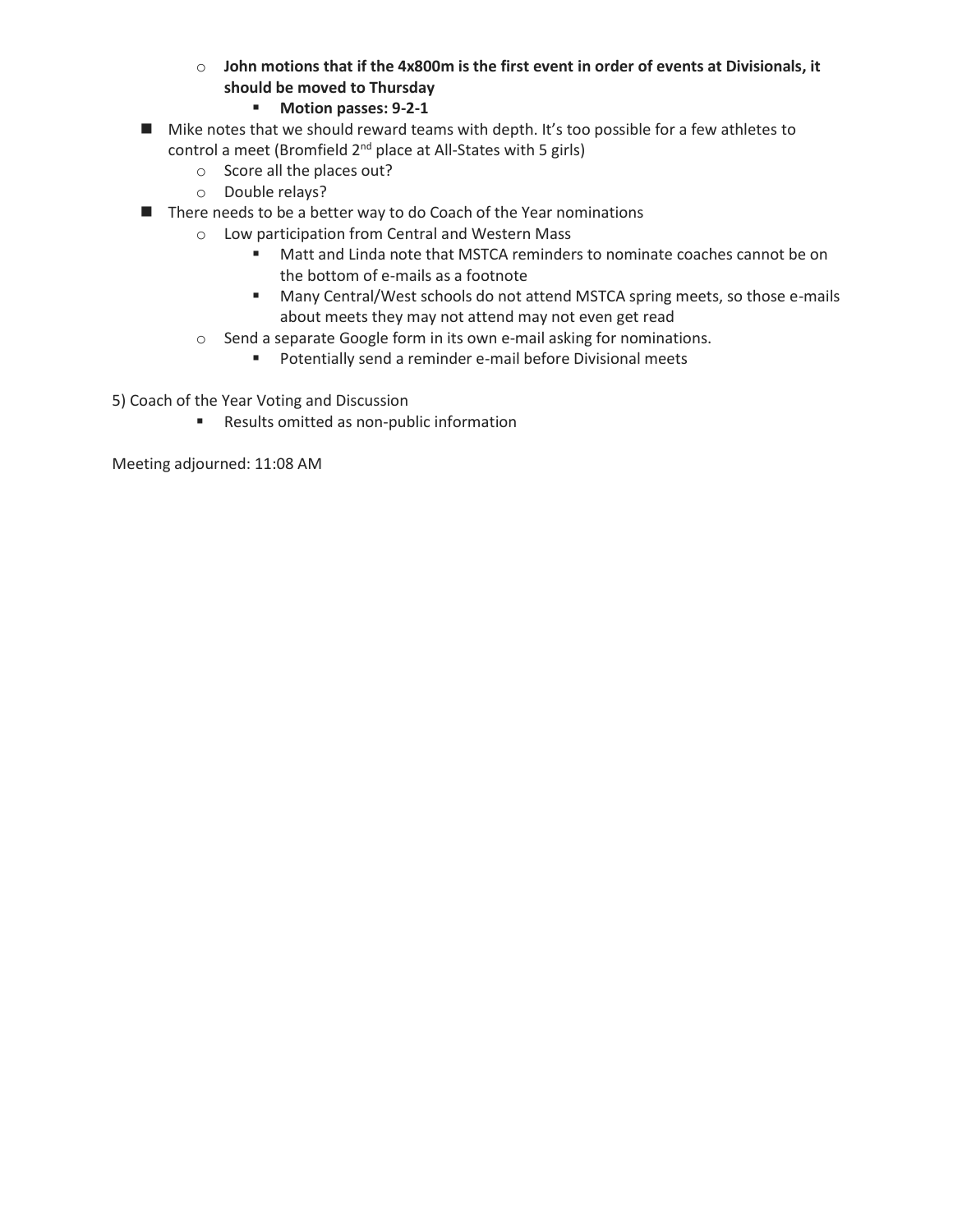- **John motions that if the 4x800m is the first event in order of events at Divisionals, it should be moved to Thursday**
    - **Motion passes: 9-2-1**
- Mike notes that we should reward teams with depth. It's too possible for a few athletes to control a meet (Bromfield 2nd place at All-States with 5 girls)
  - Score all the places out?
  - Double relays?
- There needs to be a better way to do Coach of the Year nominations
  - Low participation from Central and Western Mass
    - Matt and Linda note that MSTCA reminders to nominate coaches cannot be on the bottom of e-mails as a footnote
    - Many Central/West schools do not attend MSTCA spring meets, so those e-mails about meets they may not attend may not even get read
  - Send a separate Google form in its own e-mail asking for nominations.
    - Potentially send a reminder e-mail before Divisional meets

5) Coach of the Year Voting and Discussion

- Results omitted as non-public information

Meeting adjourned: 11:08 AM